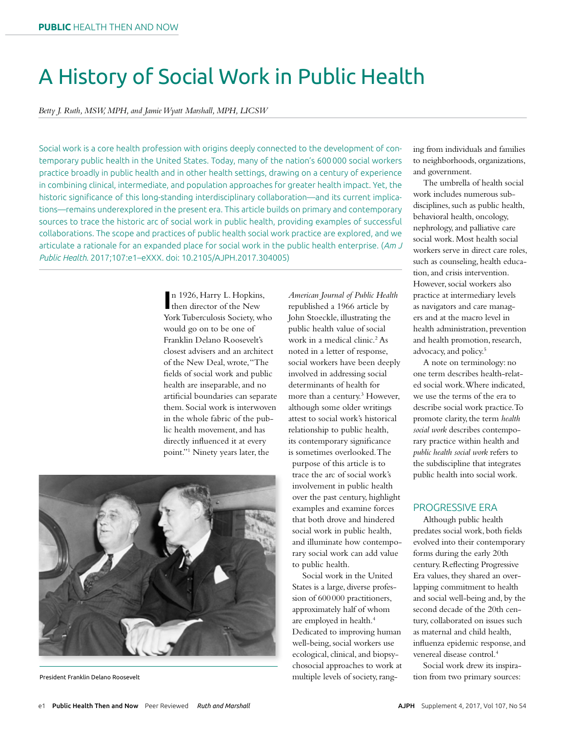# A History of Social Work in Public Health

*Betty J. Ruth, MSW, MPH, and Jamie Wyatt Marshall, MPH, LICSW*

Social work is a core health profession with origins deeply connected to the development of contemporary public health in the United States. Today, many of the nation's 600 000 social workers practice broadly in public health and in other health settings, drawing on a century of experience in combining clinical, intermediate, and population approaches for greater health impact. Yet, the historic significance of this long-standing interdisciplinary collaboration—and its current implications—remains underexplored in the present era. This article builds on primary and contemporary sources to trace the historic arc of social work in public health, providing examples of successful collaborations. The scope and practices of public health social work practice are explored, and we articulate a rationale for an expanded place for social work in the public health enterprise. (*Am J Public Health*. 2017;107:e1–eXXX. doi: 10.2105/AJPH.2017.304005)

In 1926, Harry L. Hopkins, then director of the New York Tuberculosis Society, who would go on to be one of Franklin Delano Roosevelt's closest advisers and an architect of the New Deal, wrote, "The fields of social work and public health are inseparable, and no artificial boundaries can separate them. Social work is interwoven in the whole fabric of the public health movement, and has directly influenced it at every point."[1] Ninety years later, the *American Journal of Public Health* republished a 1966 article by John Stoeckle, illustrating the public health value of social work in a medical clinic.[2] As noted in a letter of response, social workers have been deeply involved in addressing social determinants of health for more than a century.[3] However, although some older writings attest to social work's historical relationship to public health, its contemporary significance is sometimes overlooked. The purpose of this article is to trace the arc of social work's involvement in public health over the past century, highlight examples and examine forces that both drove and hindered social work in public health, and illuminate how contemporary social work can add value to public health.

President Franklin Delano Roosevelt

Social work in the United States is a large, diverse profession of 600 000 practitioners, approximately half of whom are employed in health.[4] Dedicated to improving human well-being, social workers use ecological, clinical, and biopsychosocial approaches to work at multiple levels of society, ranging from individuals and families to neighborhoods, organizations, and government.

The umbrella of health social work includes numerous subdisciplines, such as public health, behavioral health, oncology, nephrology, and palliative care social work. Most health social workers serve in direct care roles, such as counseling, health education, and crisis intervention. However, social workers also practice at intermediary levels as navigators and care managers and at the macro level in health administration, prevention and health promotion, research, advocacy, and policy.[5]

A note on terminology: no one term describes health-related social work. Where indicated, we use the terms of the era to describe social work practice. To promote clarity, the term *health social work* describes contemporary practice within health and *public health social work* refers to the subdiscipline that integrates public health into social work.

## PROGRESSIVE ERA

Although public health predates social work, both fields evolved into their contemporary forms during the early 20th century. Reflecting Progressive Era values, they shared an overlapping commitment to health and social well-being and, by the second decade of the 20th century, collaborated on issues such as maternal and child health, influenza epidemic response, and venereal disease control.[4]

Social work drew its inspiration from two primary sources: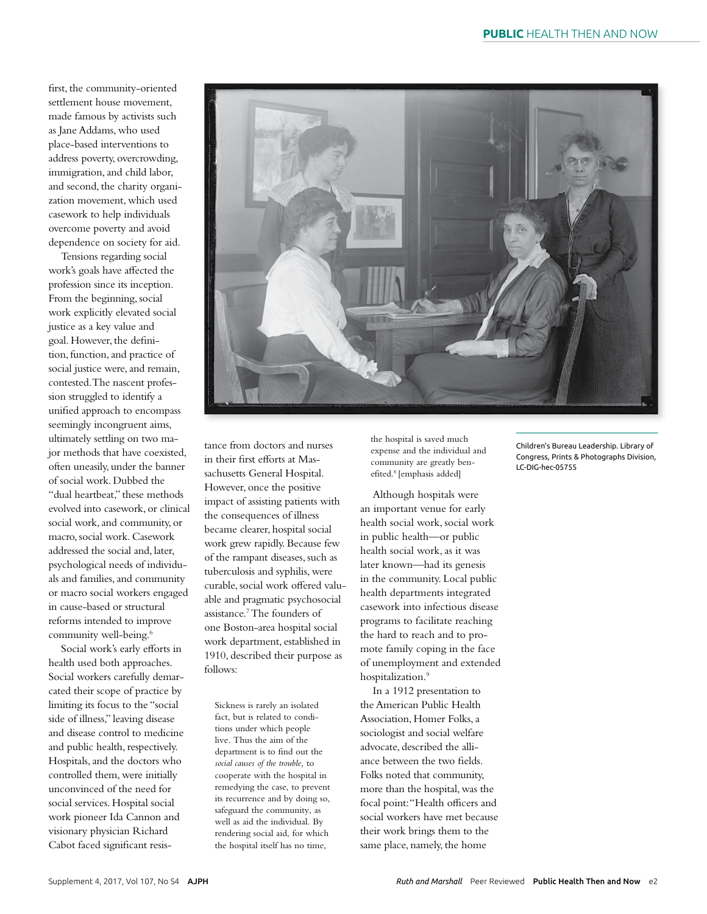first, the community-oriented settlement house movement, made famous by activists such as Jane Addams, who used place-based interventions to address poverty, overcrowding, immigration, and child labor, and second, the charity organization movement, which used casework to help individuals overcome poverty and avoid dependence on society for aid.

Tensions regarding social work's goals have affected the profession since its inception. From the beginning, social work explicitly elevated social justice as a key value and goal. However, the definition, function, and practice of social justice were, and remain, contested. The nascent profession struggled to identify a unified approach to encompass seemingly incongruent aims, ultimately settling on two major methods that have coexisted, often uneasily, under the banner of social work. Dubbed the "dual heartbeat," these methods evolved into casework, or clinical social work, and community, or macro, social work. Casework addressed the social and, later, psychological needs of individuals and families, and community or macro social workers engaged in cause-based or structural reforms intended to improve community well-being.[6]

Social work's early efforts in health used both approaches. Social workers carefully demarcated their scope of practice by limiting its focus to the "social side of illness," leaving disease and disease control to medicine and public health, respectively. Hospitals, and the doctors who controlled them, were initially unconvinced of the need for social services. Hospital social work pioneer Ida Cannon and visionary physician Richard Cabot faced significant resistance from doctors and nurses in their first efforts at Massachusetts General Hospital. However, once the positive impact of assisting patients with the consequences of illness became clearer, hospital social work grew rapidly. Because few of the rampant diseases, such as tuberculosis and syphilis, were curable, social work offered valuable and pragmatic psychosocial assistance.[7] The founders of one Boston-area hospital social work department, established in 1910, described their purpose as follows:

> Sickness is rarely an isolated fact, but is related to conditions under which people live. Thus the aim of the department is to find out the *social causes of the trouble,* to cooperate with the hospital in remedying the case, to prevent its recurrence and by doing so, safeguard the community, as well as aid the individual. By rendering social aid, for which the hospital itself has no time, the hospital is saved much expense and the individual and community are greatly benefited.[8] [emphasis added]

Although hospitals were an important venue for early health social work, social work in public health—or public health social work, as it was later known—had its genesis in the community. Local public health departments integrated casework into infectious disease programs to facilitate reaching the hard to reach and to promote family coping in the face of unemployment and extended hospitalization.[9]

In a 1912 presentation to the American Public Health Association, Homer Folks, a sociologist and social welfare advocate, described the alliance between the two fields. Folks noted that community, more than the hospital, was the focal point: "Health officers and social workers have met because their work brings them to the same place, namely, the home

Children's Bureau Leadership. Library of Congress, Prints & Photographs Division, LC-DIG-hec-05755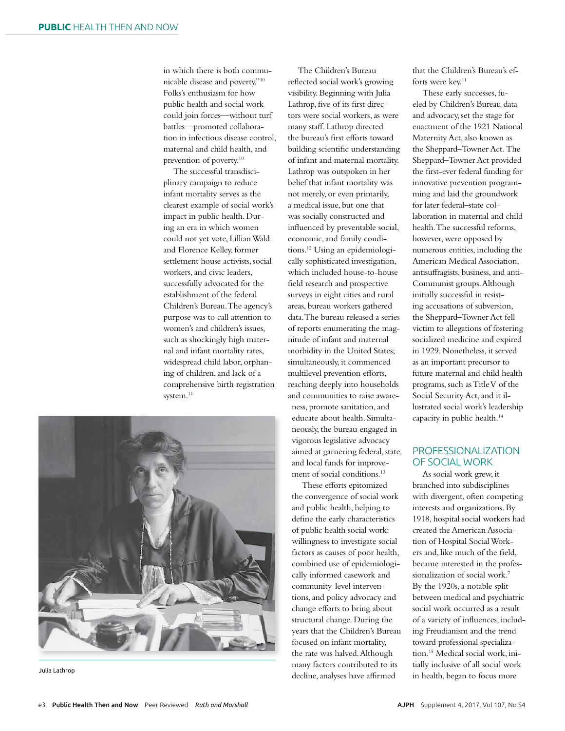in which there is both communicable disease and poverty."[10] Folks's enthusiasm for how public health and social work could join forces—without turf battles—promoted collaboration in infectious disease control, maternal and child health, and prevention of poverty.[10]

The successful transdisciplinary campaign to reduce infant mortality serves as the clearest example of social work's impact in public health. During an era in which women could not yet vote, Lillian Wald and Florence Kelley, former settlement house activists, social workers, and civic leaders, successfully advocated for the establishment of the federal Children's Bureau. The agency's purpose was to call attention to women's and children's issues, such as shockingly high maternal and infant mortality rates, widespread child labor, orphaning of children, and lack of a comprehensive birth registration system.[11]

Julia Lathrop

The Children's Bureau reflected social work's growing visibility. Beginning with Julia Lathrop, five of its first directors were social workers, as were many staff. Lathrop directed the bureau's first efforts toward building scientific understanding of infant and maternal mortality. Lathrop was outspoken in her belief that infant mortality was not merely, or even primarily, a medical issue, but one that was socially constructed and influenced by preventable social, economic, and family conditions.[12] Using an epidemiologically sophisticated investigation, which included house-to-house field research and prospective surveys in eight cities and rural areas, bureau workers gathered data. The bureau released a series of reports enumerating the magnitude of infant and maternal morbidity in the United States; simultaneously, it commenced multilevel prevention efforts, reaching deeply into households and communities to raise awareness, promote sanitation, and educate about health. Simultaneously, the bureau engaged in vigorous legislative advocacy aimed at garnering federal, state, and local funds for improvement of social conditions.[13]

These efforts epitomized the convergence of social work and public health, helping to define the early characteristics of public health social work: willingness to investigate social factors as causes of poor health, combined use of epidemiologically informed casework and community-level interventions, and policy advocacy and change efforts to bring about structural change. During the years that the Children's Bureau focused on infant mortality, the rate was halved. Although many factors contributed to its decline, analyses have affirmed that the Children's Bureau's efforts were key.[11]

These early successes, fueled by Children's Bureau data and advocacy, set the stage for enactment of the 1921 National Maternity Act, also known as the Sheppard–Towner Act. The Sheppard–Towner Act provided the first-ever federal funding for innovative prevention programming and laid the groundwork for later federal–state collaboration in maternal and child health. The successful reforms, however, were opposed by numerous entities, including the American Medical Association, antisuffragists, business, and anti-Communist groups. Although initially successful in resisting accusations of subversion, the Sheppard–Towner Act fell victim to allegations of fostering socialized medicine and expired in 1929. Nonetheless, it served as an important precursor to future maternal and child health programs, such as Title V of the Social Security Act, and it illustrated social work's leadership capacity in public health.[14]

## PROFESSIONALIZATION OF SOCIAL WORK

As social work grew, it branched into subdisciplines with divergent, often competing interests and organizations. By 1918, hospital social workers had created the American Association of Hospital Social Workers and, like much of the field, became interested in the professionalization of social work.[7] By the 1920s, a notable split between medical and psychiatric social work occurred as a result of a variety of influences, including Freudianism and the trend toward professional specialization.[15] Medical social work, initially inclusive of all social work in health, began to focus more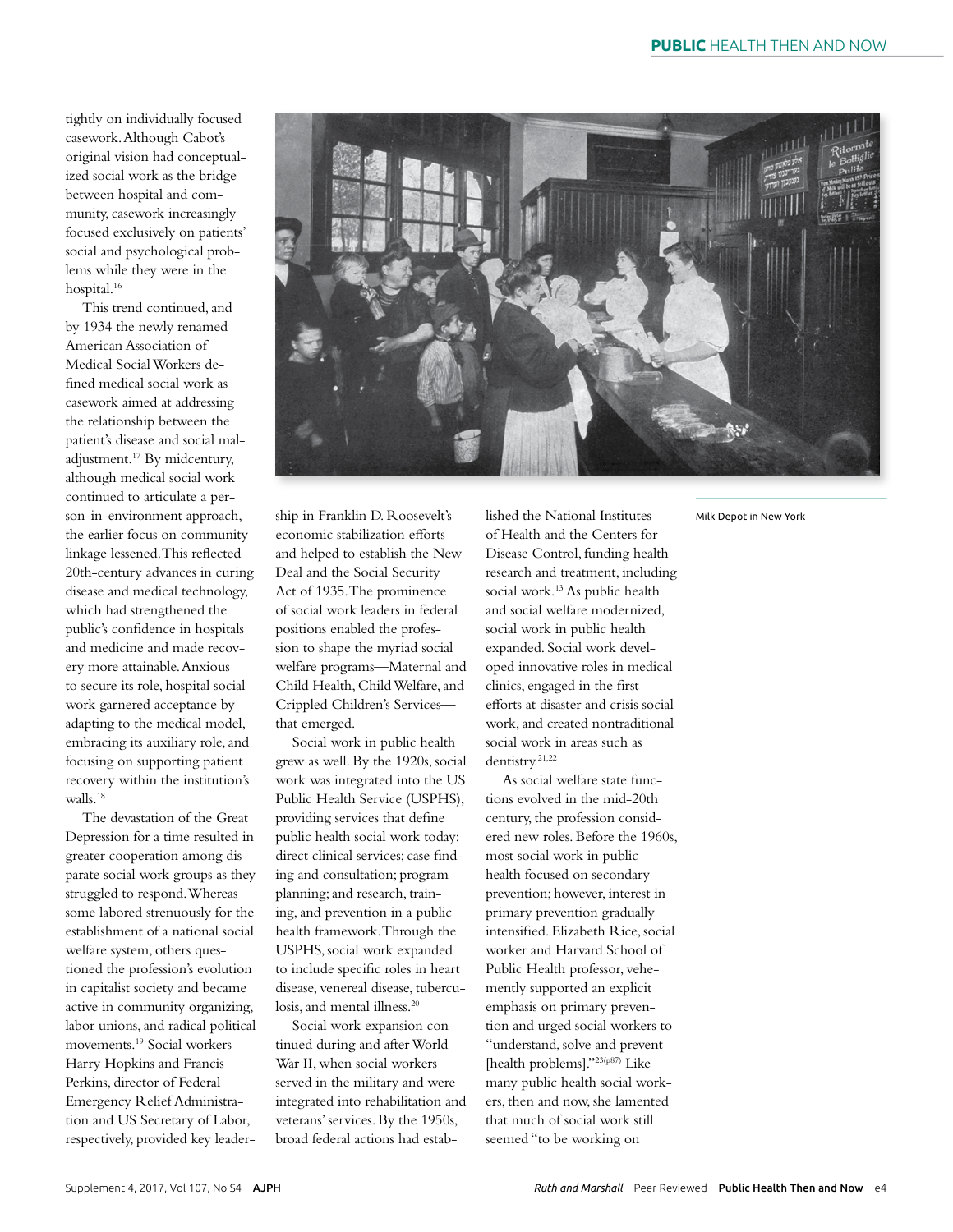tightly on individually focused casework. Although Cabot's original vision had conceptualized social work as the bridge between hospital and community, casework increasingly focused exclusively on patients' social and psychological problems while they were in the hospital.[16]

This trend continued, and by 1934 the newly renamed American Association of Medical Social Workers defined medical social work as casework aimed at addressing the relationship between the patient's disease and social maladjustment.[17] By midcentury, although medical social work continued to articulate a person-in-environment approach, the earlier focus on community linkage lessened. This reflected 20th-century advances in curing disease and medical technology, which had strengthened the public's confidence in hospitals and medicine and made recovery more attainable. Anxious to secure its role, hospital social work garnered acceptance by adapting to the medical model, embracing its auxiliary role, and focusing on supporting patient recovery within the institution's walls.[18]

The devastation of the Great Depression for a time resulted in greater cooperation among disparate social work groups as they struggled to respond. Whereas some labored strenuously for the establishment of a national social welfare system, others questioned the profession's evolution in capitalist society and became active in community organizing, labor unions, and radical political movements.[19] Social workers Harry Hopkins and Francis Perkins, director of Federal Emergency Relief Administration and US Secretary of Labor, respectively, provided key leadership in Franklin D. Roosevelt's economic stabilization efforts and helped to establish the New Deal and the Social Security Act of 1935. The prominence of social work leaders in federal positions enabled the profession to shape the myriad social welfare programs—Maternal and Child Health, Child Welfare, and Crippled Children's Services—that emerged.

Social work in public health grew as well. By the 1920s, social work was integrated into the US Public Health Service (USPHS), providing services that define public health social work today: direct clinical services; case finding and consultation; program planning; and research, training, and prevention in a public health framework. Through the USPHS, social work expanded to include specific roles in heart disease, venereal disease, tuberculosis, and mental illness.[20]

Social work expansion continued during and after World War II, when social workers served in the military and were integrated into rehabilitation and veterans' services. By the 1950s, broad federal actions had established the National Institutes of Health and the Centers for Disease Control, funding health research and treatment, including social work.[13] As public health and social welfare modernized, social work in public health expanded. Social work developed innovative roles in medical clinics, engaged in the first efforts at disaster and crisis social work, and created nontraditional social work in areas such as dentistry.[21,22]

As social welfare state functions evolved in the mid-20th century, the profession considered new roles. Before the 1960s, most social work in public health focused on secondary prevention; however, interest in primary prevention gradually intensified. Elizabeth Rice, social worker and Harvard School of Public Health professor, vehemently supported an explicit emphasis on primary prevention and urged social workers to "understand, solve and prevent [health problems]."[23(p87)] Like many public health social workers, then and now, she lamented that much of social work still seemed "to be working on

Milk Depot in New York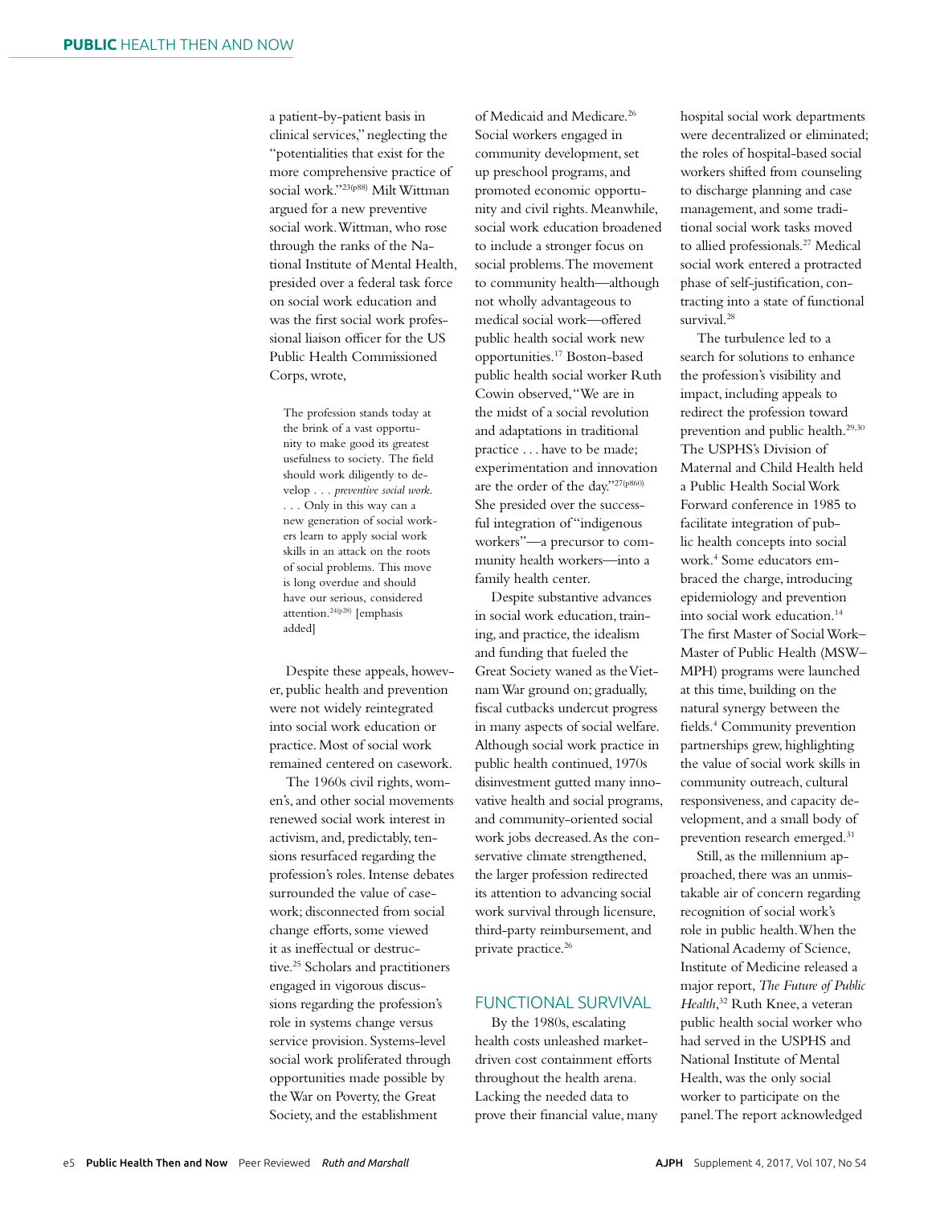a patient-by-patient basis in clinical services," neglecting the "potentialities that exist for the more comprehensive practice of social work."[23(p88)] Milt Wittman argued for a new preventive social work. Wittman, who rose through the ranks of the National Institute of Mental Health, presided over a federal task force on social work education and was the first social work professional liaison officer for the US Public Health Commissioned Corps, wrote,

> The profession stands today at the brink of a vast opportunity to make good its greatest usefulness to society. The field should work diligently to develop . . . *preventive social work*. . . . Only in this way can a new generation of social workers learn to apply social work skills in an attack on the roots of social problems. This move is long overdue and should have our serious, considered attention.[24(p28)] [emphasis added]

Despite these appeals, however, public health and prevention were not widely reintegrated into social work education or practice. Most of social work remained centered on casework.

The 1960s civil rights, women's, and other social movements renewed social work interest in activism, and, predictably, tensions resurfaced regarding the profession's roles. Intense debates surrounded the value of casework; disconnected from social change efforts, some viewed it as ineffectual or destructive.[25] Scholars and practitioners engaged in vigorous discussions regarding the profession's role in systems change versus service provision. Systems-level social work proliferated through opportunities made possible by the War on Poverty, the Great Society, and the establishment of Medicaid and Medicare.[26] Social workers engaged in community development, set up preschool programs, and promoted economic opportunity and civil rights. Meanwhile, social work education broadened to include a stronger focus on social problems. The movement to community health—although not wholly advantageous to medical social work—offered public health social work new opportunities.[17] Boston-based public health social worker Ruth Cowin observed, "We are in the midst of a social revolution and adaptations in traditional practice . . . have to be made; experimentation and innovation are the order of the day."[27(p860)] She presided over the successful integration of "indigenous workers"—a precursor to community health workers—into a family health center.

Despite substantive advances in social work education, training, and practice, the idealism and funding that fueled the Great Society waned as the Vietnam War ground on; gradually, fiscal cutbacks undercut progress in many aspects of social welfare. Although social work practice in public health continued, 1970s disinvestment gutted many innovative health and social programs, and community-oriented social work jobs decreased. As the conservative climate strengthened, the larger profession redirected its attention to advancing social work survival through licensure, third-party reimbursement, and private practice.[26]

## FUNCTIONAL SURVIVAL

By the 1980s, escalating health costs unleashed market-driven cost containment efforts throughout the health arena. Lacking the needed data to prove their financial value, many hospital social work departments were decentralized or eliminated; the roles of hospital-based social workers shifted from counseling to discharge planning and case management, and some traditional social work tasks moved to allied professionals.[27] Medical social work entered a protracted phase of self-justification, contracting into a state of functional survival.[28]

The turbulence led to a search for solutions to enhance the profession's visibility and impact, including appeals to redirect the profession toward prevention and public health.[29,30] The USPHS's Division of Maternal and Child Health held a Public Health Social Work Forward conference in 1985 to facilitate integration of public health concepts into social work.[4] Some educators embraced the charge, introducing epidemiology and prevention into social work education.[14] The first Master of Social Work–Master of Public Health (MSW–MPH) programs were launched at this time, building on the natural synergy between the fields.[4] Community prevention partnerships grew, highlighting the value of social work skills in community outreach, cultural responsiveness, and capacity development, and a small body of prevention research emerged.[31]

Still, as the millennium approached, there was an unmistakable air of concern regarding recognition of social work's role in public health. When the National Academy of Science, Institute of Medicine released a major report, *The Future of Public Health*,[32] Ruth Knee, a veteran public health social worker who had served in the USPHS and National Institute of Mental Health, was the only social worker to participate on the panel. The report acknowledged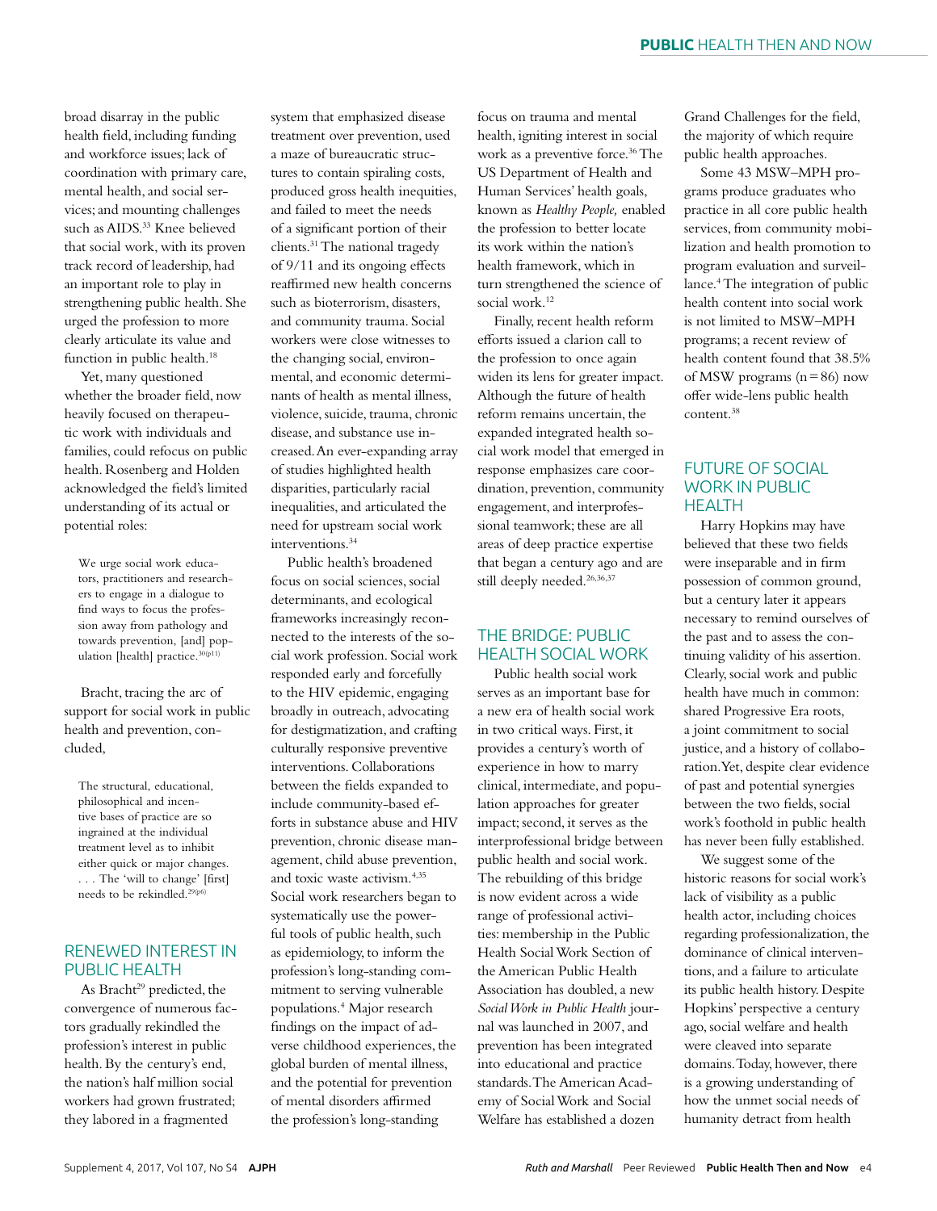broad disarray in the public health field, including funding and workforce issues; lack of coordination with primary care, mental health, and social services; and mounting challenges such as AIDS.[33] Knee believed that social work, with its proven track record of leadership, had an important role to play in strengthening public health. She urged the profession to more clearly articulate its value and function in public health.[18]

Yet, many questioned whether the broader field, now heavily focused on therapeutic work with individuals and families, could refocus on public health. Rosenberg and Holden acknowledged the field's limited understanding of its actual or potential roles:

> We urge social work educators, practitioners and researchers to engage in a dialogue to find ways to focus the profession away from pathology and towards prevention, [and] population [health] practice.[30(p11)]

Bracht, tracing the arc of support for social work in public health and prevention, concluded,

> The structural, educational, philosophical and incentive bases of practice are so ingrained at the individual treatment level as to inhibit either quick or major changes. . . . The 'will to change' [first] needs to be rekindled.[29(p6)]

## RENEWED INTEREST IN PUBLIC HEALTH

As Bracht[29] predicted, the convergence of numerous factors gradually rekindled the profession's interest in public health. By the century's end, the nation's half million social workers had grown frustrated; they labored in a fragmented system that emphasized disease treatment over prevention, used a maze of bureaucratic structures to contain spiraling costs, produced gross health inequities, and failed to meet the needs of a significant portion of their clients.[31] The national tragedy of 9/11 and its ongoing effects reaffirmed new health concerns such as bioterrorism, disasters, and community trauma. Social workers were close witnesses to the changing social, environmental, and economic determinants of health as mental illness, violence, suicide, trauma, chronic disease, and substance use increased. An ever-expanding array of studies highlighted health disparities, particularly racial inequalities, and articulated the need for upstream social work interventions.[34]

Public health's broadened focus on social sciences, social determinants, and ecological frameworks increasingly reconnected to the interests of the social work profession. Social work responded early and forcefully to the HIV epidemic, engaging broadly in outreach, advocating for destigmatization, and crafting culturally responsive preventive interventions. Collaborations between the fields expanded to include community-based efforts in substance abuse and HIV prevention, chronic disease management, child abuse prevention, and toxic waste activism.[4,35] Social work researchers began to systematically use the powerful tools of public health, such as epidemiology, to inform the profession's long-standing commitment to serving vulnerable populations.[4] Major research findings on the impact of adverse childhood experiences, the global burden of mental illness, and the potential for prevention of mental disorders affirmed the profession's long-standing focus on trauma and mental health, igniting interest in social work as a preventive force.[36] The US Department of Health and Human Services' health goals, known as *Healthy People,* enabled the profession to better locate its work within the nation's health framework, which in turn strengthened the science of social work.[12]

Finally, recent health reform efforts issued a clarion call to the profession to once again widen its lens for greater impact. Although the future of health reform remains uncertain, the expanded integrated health social work model that emerged in response emphasizes care coordination, prevention, community engagement, and interprofessional teamwork; these are all areas of deep practice expertise that began a century ago and are still deeply needed.[26,36,37]

## THE BRIDGE: PUBLIC HEALTH SOCIAL WORK

Public health social work serves as an important base for a new era of health social work in two critical ways. First, it provides a century's worth of experience in how to marry clinical, intermediate, and population approaches for greater impact; second, it serves as the interprofessional bridge between public health and social work. The rebuilding of this bridge is now evident across a wide range of professional activities: membership in the Public Health Social Work Section of the American Public Health Association has doubled, a new *Social Work in Public Health* journal was launched in 2007, and prevention has been integrated into educational and practice standards. The American Academy of Social Work and Social Welfare has established a dozen Grand Challenges for the field, the majority of which require public health approaches.

Some 43 MSW–MPH programs produce graduates who practice in all core public health services, from community mobilization and health promotion to program evaluation and surveillance.[4] The integration of public health content into social work is not limited to MSW–MPH programs; a recent review of health content found that 38.5% of MSW programs (n = 86) now offer wide-lens public health content.[38]

## FUTURE OF SOCIAL WORK IN PUBLIC HEALTH

Harry Hopkins may have believed that these two fields were inseparable and in firm possession of common ground, but a century later it appears necessary to remind ourselves of the past and to assess the continuing validity of his assertion. Clearly, social work and public health have much in common: shared Progressive Era roots, a joint commitment to social justice, and a history of collaboration. Yet, despite clear evidence of past and potential synergies between the two fields, social work's foothold in public health has never been fully established.

We suggest some of the historic reasons for social work's lack of visibility as a public health actor, including choices regarding professionalization, the dominance of clinical interventions, and a failure to articulate its public health history. Despite Hopkins' perspective a century ago, social welfare and health were cleaved into separate domains. Today, however, there is a growing understanding of how the unmet social needs of humanity detract from health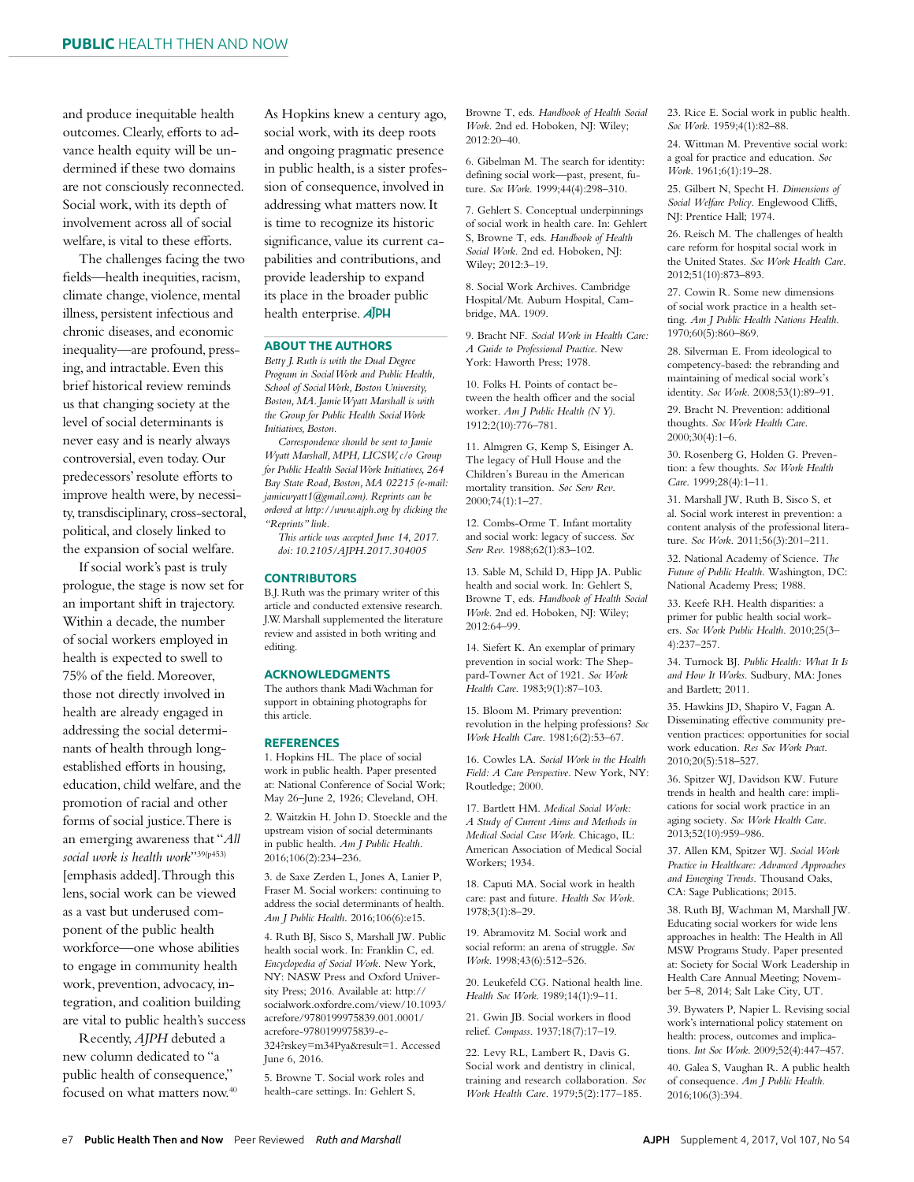and produce inequitable health outcomes. Clearly, efforts to advance health equity will be undermined if these two domains are not consciously reconnected. Social work, with its depth of involvement across all of social welfare, is vital to these efforts.

The challenges facing the two fields—health inequities, racism, climate change, violence, mental illness, persistent infectious and chronic diseases, and economic inequality—are profound, pressing, and intractable. Even this brief historical review reminds us that changing society at the level of social determinants is never easy and is nearly always controversial, even today. Our predecessors' resolute efforts to improve health were, by necessity, transdisciplinary, cross-sectoral, political, and closely linked to the expansion of social welfare.

If social work's past is truly prologue, the stage is now set for an important shift in trajectory. Within a decade, the number of social workers employed in health is expected to swell to 75% of the field. Moreover, those not directly involved in health are already engaged in addressing the social determinants of health through long-established efforts in housing, education, child welfare, and the promotion of racial and other forms of social justice. There is an emerging awareness that "*All* social work is health work"[39(p453)] [emphasis added]. Through this lens, social work can be viewed as a vast but underused component of the public health workforce—one whose abilities to engage in community health work, prevention, advocacy, integration, and coalition building are vital to public health's success

Recently, *AJPH* debuted a new column dedicated to "a public health of consequence," focused on what matters now.[40] As Hopkins knew a century ago, social work, with its deep roots and ongoing pragmatic presence in public health, is a sister profession of consequence, involved in addressing what matters now. It is time to recognize its historic significance, value its current capabilities and contributions, and provide leadership to expand its place in the broader public health enterprise. AJPH

## ABOUT THE AUTHORS

*Betty J. Ruth is with the Dual Degree Program in Social Work and Public Health, School of Social Work, Boston University, Boston, MA. Jamie Wyatt Marshall is with the Group for Public Health Social Work Initiatives, Boston.*

*Correspondence should be sent to Jamie Wyatt Marshall, MPH, LICSW, c/o Group for Public Health Social Work Initiatives, 264 Bay State Road, Boston, MA 02215 (e-mail: jamiewyatt1@gmail.com). Reprints can be ordered at http://www.ajph.org by clicking the "Reprints" link.*

*This article was accepted June 14, 2017.*
*doi: 10.2105/AJPH.2017.304005*

## CONTRIBUTORS

B.J. Ruth was the primary writer of this article and conducted extensive research. J.W. Marshall supplemented the literature review and assisted in both writing and editing.

## ACKNOWLEDGMENTS

The authors thank Madi Wachman for support in obtaining photographs for this article.

## REFERENCES

1. Hopkins HL. The place of social work in public health. Paper presented at: National Conference of Social Work; May 26–June 2, 1926; Cleveland, OH.
2. Waitzkin H. John D. Stoeckle and the upstream vision of social determinants in public health. *Am J Public Health*. 2016;106(2):234–236.
3. de Saxe Zerden L, Jones A, Lanier P, Fraser M. Social workers: continuing to address the social determinants of health. *Am J Public Health*. 2016;106(6):e15.
4. Ruth BJ, Sisco S, Marshall JW. Public health social work. In: Franklin C, ed. *Encyclopedia of Social Work*. New York, NY: NASW Press and Oxford University Press; 2016. Available at: http://socialwork.oxfordre.com/view/10.1093/acrefore/9780199975839.001.0001/acrefore-9780199975839-e-324?rskey=m34Pya&result=1. Accessed June 6, 2016.
5. Browne T. Social work roles and health-care settings. In: Gehlert S, Browne T, eds. *Handbook of Health Social Work*. 2nd ed. Hoboken, NJ: Wiley; 2012:20–40.
6. Gibelman M. The search for identity: defining social work—past, present, future. *Soc Work*. 1999;44(4):298–310.
7. Gehlert S. Conceptual underpinnings of social work in health care. In: Gehlert S, Browne T, eds. *Handbook of Health Social Work*. 2nd ed. Hoboken, NJ: Wiley; 2012:3–19.
8. Social Work Archives. Cambridge Hospital/Mt. Auburn Hospital, Cambridge, MA. 1909.
9. Bracht NF. *Social Work in Health Care: A Guide to Professional Practice*. New York: Haworth Press; 1978.
10. Folks H. Points of contact between the health officer and the social worker. *Am J Public Health (N Y)*. 1912;2(10):776–781.
11. Almgren G, Kemp S, Eisinger A. The legacy of Hull House and the Children's Bureau in the American mortality transition. *Soc Serv Rev*. 2000;74(1):1–27.
12. Combs-Orme T. Infant mortality and social work: legacy of success. *Soc Serv Rev*. 1988;62(1):83–102.
13. Sable M, Schild D, Hipp JA. Public health and social work. In: Gehlert S, Browne T, eds. *Handbook of Health Social Work*. 2nd ed. Hoboken, NJ: Wiley; 2012:64–99.
14. Siefert K. An exemplar of primary prevention in social work: The Sheppard-Towner Act of 1921. *Soc Work Health Care*. 1983;9(1):87–103.
15. Bloom M. Primary prevention: revolution in the helping professions? *Soc Work Health Care*. 1981;6(2):53–67.
16. Cowles LA. *Social Work in the Health Field: A Care Perspective*. New York, NY: Routledge; 2000.
17. Bartlett HM. *Medical Social Work: A Study of Current Aims and Methods in Medical Social Case Work*. Chicago, IL: American Association of Medical Social Workers; 1934.
18. Caputi MA. Social work in health care: past and future. *Health Soc Work*. 1978;3(1):8–29.
19. Abramovitz M. Social work and social reform: an arena of struggle. *Soc Work*. 1998;43(6):512–526.
20. Leukefeld CG. National health line. *Health Soc Work*. 1989;14(1):9–11.
21. Gwin JB. Social workers in flood relief. *Compass*. 1937;18(7):17–19.
22. Levy RL, Lambert R, Davis G. Social work and dentistry in clinical, training and research collaboration. *Soc Work Health Care*. 1979;5(2):177–185.
23. Rice E. Social work in public health. *Soc Work*. 1959;4(1):82–88.
24. Wittman M. Preventive social work: a goal for practice and education. *Soc Work*. 1961;6(1):19–28.
25. Gilbert N, Specht H. *Dimensions of Social Welfare Policy*. Englewood Cliffs, NJ: Prentice Hall; 1974.
26. Reisch M. The challenges of health care reform for hospital social work in the United States. *Soc Work Health Care*. 2012;51(10):873–893.
27. Cowin R. Some new dimensions of social work practice in a health setting. *Am J Public Health Nations Health*. 1970;60(5):860–869.
28. Silverman E. From ideological to competency-based: the rebranding and maintaining of medical social work's identity. *Soc Work*. 2008;53(1):89–91.
29. Bracht N. Prevention: additional thoughts. *Soc Work Health Care*. 2000;30(4):1–6.
30. Rosenberg G, Holden G. Prevention: a few thoughts. *Soc Work Health Care*. 1999;28(4):1–11.
31. Marshall JW, Ruth B, Sisco S, et al. Social work interest in prevention: a content analysis of the professional literature. *Soc Work*. 2011;56(3):201–211.
32. National Academy of Science. *The Future of Public Health*. Washington, DC: National Academy Press; 1988.
33. Keefe RH. Health disparities: a primer for public health social workers. *Soc Work Public Health*. 2010;25(3–4):237–257.
34. Turnock BJ. *Public Health: What It Is and How It Works*. Sudbury, MA: Jones and Bartlett; 2011.
35. Hawkins JD, Shapiro V, Fagan A. Disseminating effective community prevention practices: opportunities for social work education. *Res Soc Work Pract*. 2010;20(5):518–527.
36. Spitzer WJ, Davidson KW. Future trends in health and health care: implications for social work practice in an aging society. *Soc Work Health Care*. 2013;52(10):959–986.
37. Allen KM, Spitzer WJ. *Social Work Practice in Healthcare: Advanced Approaches and Emerging Trends*. Thousand Oaks, CA: Sage Publications; 2015.
38. Ruth BJ, Wachman M, Marshall JW. Educating social workers for wide lens approaches in health: The Health in All MSW Programs Study. Paper presented at: Society for Social Work Leadership in Health Care Annual Meeting; November 5–8, 2014; Salt Lake City, UT.
39. Bywaters P, Napier L. Revising social work's international policy statement on health: process, outcomes and implications. *Int Soc Work*. 2009;52(4):447–457.
40. Galea S, Vaughan R. A public health of consequence. *Am J Public Health*. 2016;106(3):394.